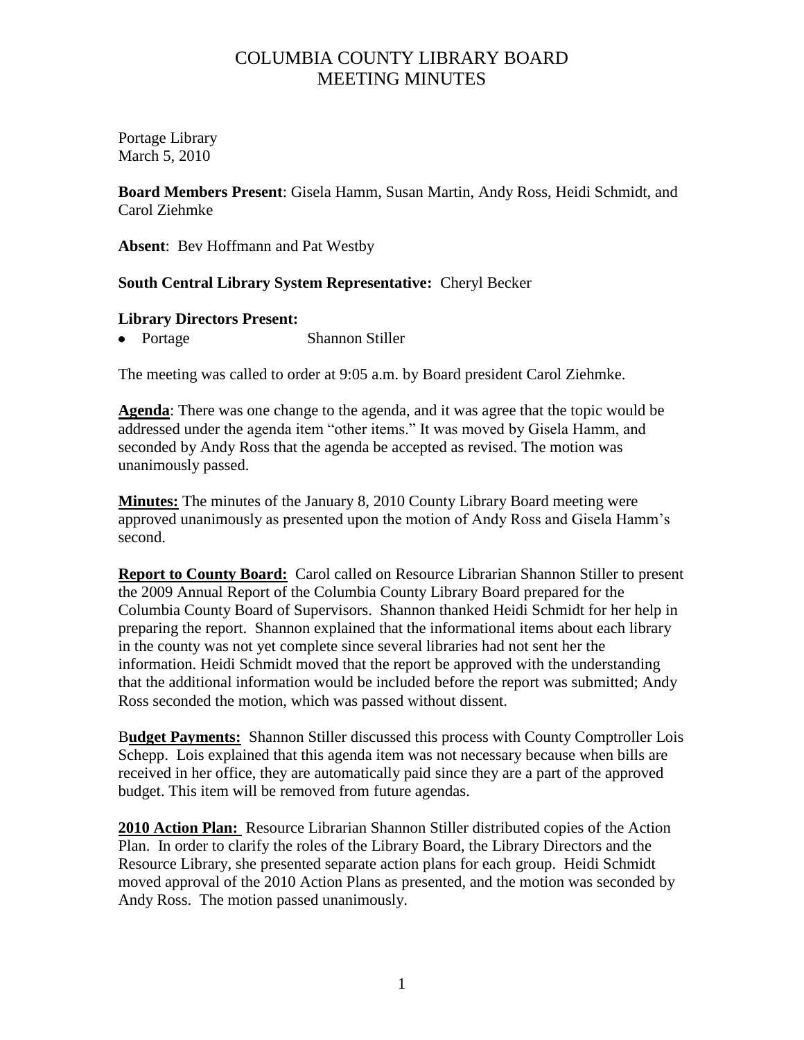# COLUMBIA COUNTY LIBRARY BOARD
# MEETING MINUTES

Portage Library
March 5, 2010

**Board Members Present**: Gisela Hamm, Susan Martin, Andy Ross, Heidi Schmidt, and Carol Ziehmke

**Absent**: Bev Hoffmann and Pat Westby

**South Central Library System Representative:** Cheryl Becker

**Library Directors Present:**

- Portage		Shannon Stiller

The meeting was called to order at 9:05 a.m. by Board president Carol Ziehmke.

**Agenda**: There was one change to the agenda, and it was agree that the topic would be addressed under the agenda item "other items." It was moved by Gisela Hamm, and seconded by Andy Ross that the agenda be accepted as revised. The motion was unanimously passed.

**Minutes:** The minutes of the January 8, 2010 County Library Board meeting were approved unanimously as presented upon the motion of Andy Ross and Gisela Hamm's second.

**Report to County Board:** Carol called on Resource Librarian Shannon Stiller to present the 2009 Annual Report of the Columbia County Library Board prepared for the Columbia County Board of Supervisors. Shannon thanked Heidi Schmidt for her help in preparing the report. Shannon explained that the informational items about each library in the county was not yet complete since several libraries had not sent her the information. Heidi Schmidt moved that the report be approved with the understanding that the additional information would be included before the report was submitted; Andy Ross seconded the motion, which was passed without dissent.

**Budget Payments:** Shannon Stiller discussed this process with County Comptroller Lois Schepp. Lois explained that this agenda item was not necessary because when bills are received in her office, they are automatically paid since they are a part of the approved budget. This item will be removed from future agendas.

**2010 Action Plan:** Resource Librarian Shannon Stiller distributed copies of the Action Plan. In order to clarify the roles of the Library Board, the Library Directors and the Resource Library, she presented separate action plans for each group. Heidi Schmidt moved approval of the 2010 Action Plans as presented, and the motion was seconded by Andy Ross. The motion passed unanimously.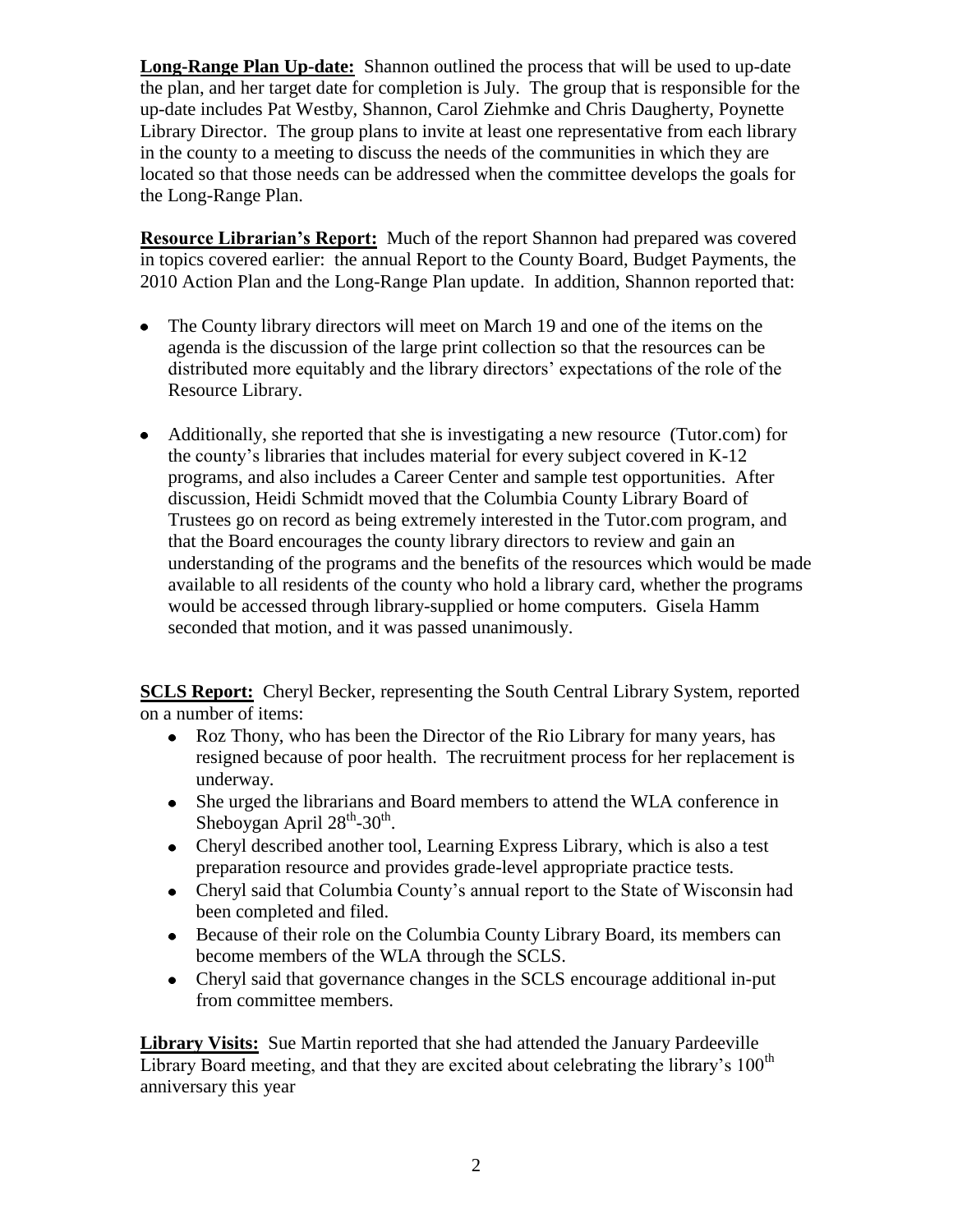**Long-Range Plan Up-date:** Shannon outlined the process that will be used to up-date the plan, and her target date for completion is July. The group that is responsible for the up-date includes Pat Westby, Shannon, Carol Ziehmke and Chris Daugherty, Poynette Library Director. The group plans to invite at least one representative from each library in the county to a meeting to discuss the needs of the communities in which they are located so that those needs can be addressed when the committee develops the goals for the Long-Range Plan.

**Resource Librarian's Report:** Much of the report Shannon had prepared was covered in topics covered earlier: the annual Report to the County Board, Budget Payments, the 2010 Action Plan and the Long-Range Plan update. In addition, Shannon reported that:

- The County library directors will meet on March 19 and one of the items on the agenda is the discussion of the large print collection so that the resources can be distributed more equitably and the library directors' expectations of the role of the Resource Library.
- Additionally, she reported that she is investigating a new resource (Tutor.com) for the county's libraries that includes material for every subject covered in K-12 programs, and also includes a Career Center and sample test opportunities. After discussion, Heidi Schmidt moved that the Columbia County Library Board of Trustees go on record as being extremely interested in the Tutor.com program, and that the Board encourages the county library directors to review and gain an understanding of the programs and the benefits of the resources which would be made available to all residents of the county who hold a library card, whether the programs would be accessed through library-supplied or home computers. Gisela Hamm seconded that motion, and it was passed unanimously.

**SCLS Report:** Cheryl Becker, representing the South Central Library System, reported on a number of items:

- Roz Thony, who has been the Director of the Rio Library for many years, has resigned because of poor health. The recruitment process for her replacement is underway.
- She urged the librarians and Board members to attend the WLA conference in Sheboygan April 28th-30th.
- Cheryl described another tool, Learning Express Library, which is also a test preparation resource and provides grade-level appropriate practice tests.
- Cheryl said that Columbia County's annual report to the State of Wisconsin had been completed and filed.
- Because of their role on the Columbia County Library Board, its members can become members of the WLA through the SCLS.
- Cheryl said that governance changes in the SCLS encourage additional in-put from committee members.

**Library Visits:** Sue Martin reported that she had attended the January Pardeeville Library Board meeting, and that they are excited about celebrating the library's 100th anniversary this year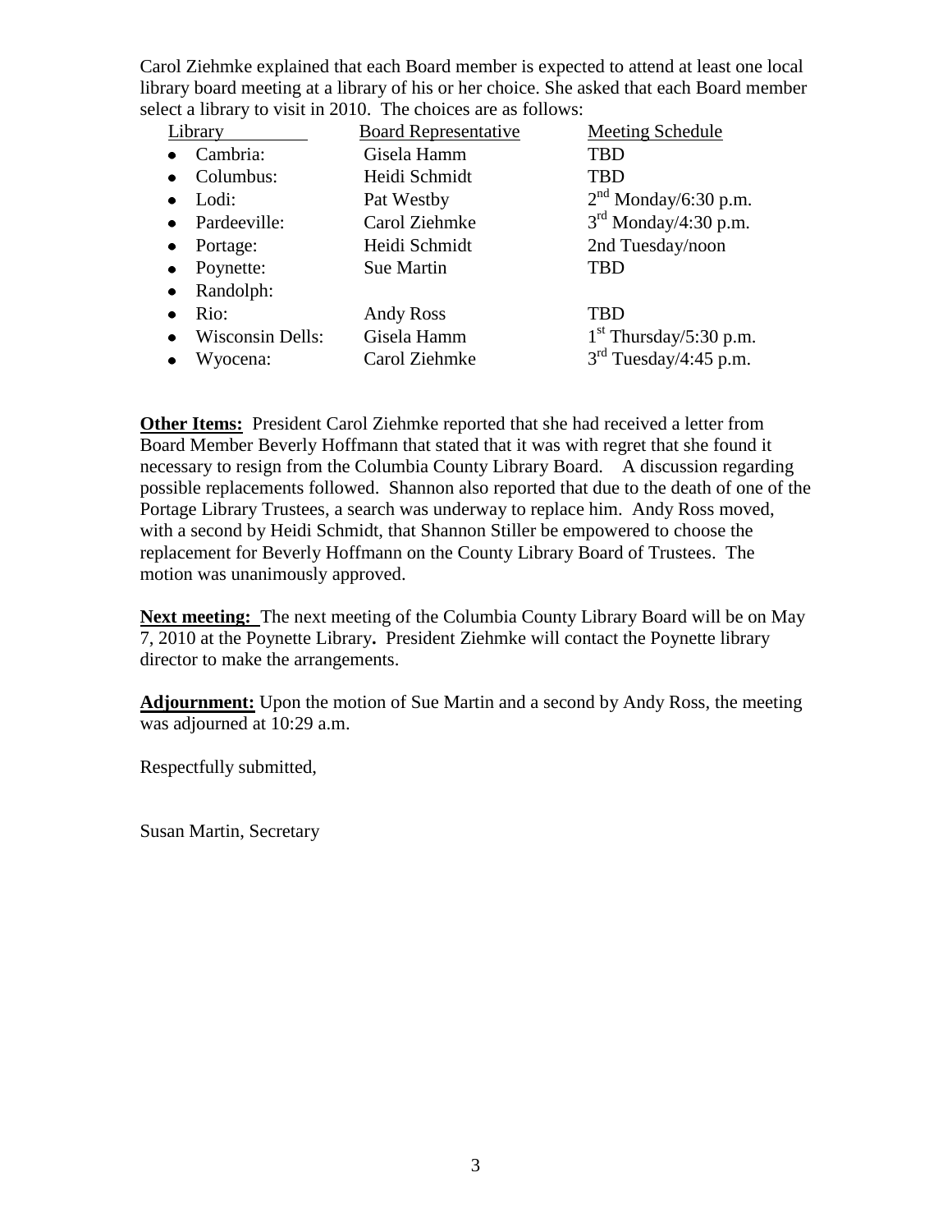Carol Ziehmke explained that each Board member is expected to attend at least one local library board meeting at a library of his or her choice. She asked that each Board member select a library to visit in 2010. The choices are as follows:

| Library | Board Representative | Meeting Schedule |
|---|---|---|
| • Cambria: | Gisela Hamm | TBD |
| • Columbus: | Heidi Schmidt | TBD |
| • Lodi: | Pat Westby | 2nd Monday/6:30 p.m. |
| • Pardeeville: | Carol Ziehmke | 3rd Monday/4:30 p.m. |
| • Portage: | Heidi Schmidt | 2nd Tuesday/noon |
| • Poynette: | Sue Martin | TBD |
| • Randolph: | | |
| • Rio: | Andy Ross | TBD |
| • Wisconsin Dells: | Gisela Hamm | 1st Thursday/5:30 p.m. |
| • Wyocena: | Carol Ziehmke | 3rd Tuesday/4:45 p.m. |

**Other Items:** President Carol Ziehmke reported that she had received a letter from Board Member Beverly Hoffmann that stated that it was with regret that she found it necessary to resign from the Columbia County Library Board. A discussion regarding possible replacements followed. Shannon also reported that due to the death of one of the Portage Library Trustees, a search was underway to replace him. Andy Ross moved, with a second by Heidi Schmidt, that Shannon Stiller be empowered to choose the replacement for Beverly Hoffmann on the County Library Board of Trustees. The motion was unanimously approved.

**Next meeting:** The next meeting of the Columbia County Library Board will be on May 7, 2010 at the Poynette Library**.** President Ziehmke will contact the Poynette library director to make the arrangements.

**Adjournment:** Upon the motion of Sue Martin and a second by Andy Ross, the meeting was adjourned at 10:29 a.m.

Respectfully submitted,

Susan Martin, Secretary